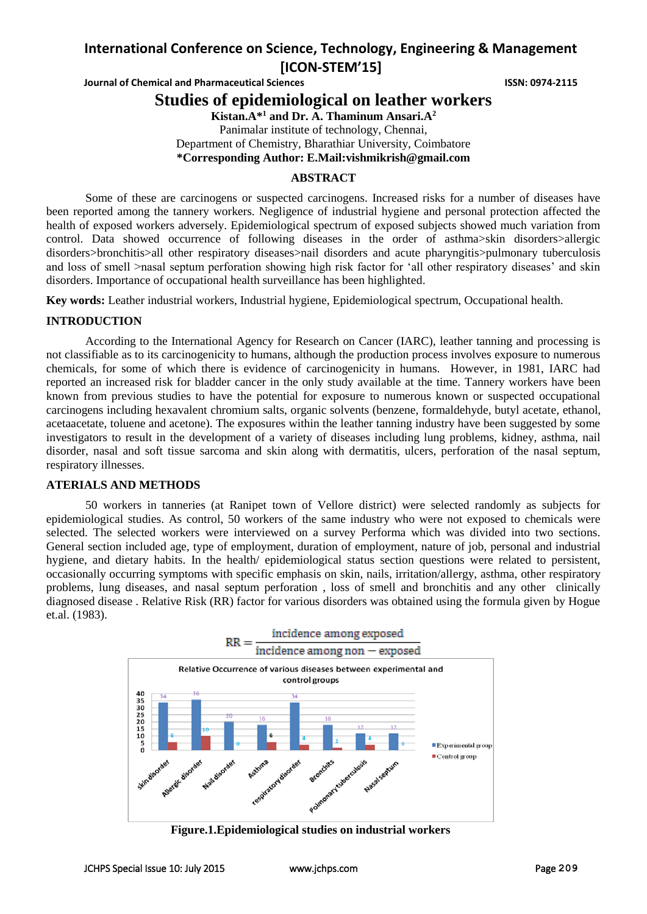# Studies of epidemiological on leather workers

**Kistan.A*[1] and Dr. A. Thaminum Ansari.A[2]**

Panimalar institute of technology, Chennai,

Department of Chemistry, Bharathiar University, Coimbatore

***Corresponding Author: E.Mail:vishmikrish@gmail.com**

## ABSTRACT

Some of these are carcinogens or suspected carcinogens. Increased risks for a number of diseases have been reported among the tannery workers. Negligence of industrial hygiene and personal protection affected the health of exposed workers adversely. Epidemiological spectrum of exposed subjects showed much variation from control. Data showed occurrence of following diseases in the order of asthma>skin disorders>allergic disorders>bronchitis>all other respiratory diseases>nail disorders and acute pharyngitis>pulmonary tuberculosis and loss of smell >nasal septum perforation showing high risk factor for 'all other respiratory diseases' and skin disorders. Importance of occupational health surveillance has been highlighted.

**Key words:** Leather industrial workers, Industrial hygiene, Epidemiological spectrum, Occupational health.

## INTRODUCTION

According to the International Agency for Research on Cancer (IARC), leather tanning and processing is not classifiable as to its carcinogenicity to humans, although the production process involves exposure to numerous chemicals, for some of which there is evidence of carcinogenicity in humans. However, in 1981, IARC had reported an increased risk for bladder cancer in the only study available at the time. Tannery workers have been known from previous studies to have the potential for exposure to numerous known or suspected occupational carcinogens including hexavalent chromium salts, organic solvents (benzene, formaldehyde, butyl acetate, ethanol, acetaacetate, toluene and acetone). The exposures within the leather tanning industry have been suggested by some investigators to result in the development of a variety of diseases including lung problems, kidney, asthma, nail disorder, nasal and soft tissue sarcoma and skin along with dermatitis, ulcers, perforation of the nasal septum, respiratory illnesses.

## ATERIALS AND METHODS

50 workers in tanneries (at Ranipet town of Vellore district) were selected randomly as subjects for epidemiological studies. As control, 50 workers of the same industry who were not exposed to chemicals were selected. The selected workers were interviewed on a survey Performa which was divided into two sections. General section included age, type of employment, duration of employment, nature of job, personal and industrial hygiene, and dietary habits. In the health/ epidemiological status section questions were related to persistent, occasionally occurring symptoms with specific emphasis on skin, nails, irritation/allergy, asthma, other respiratory problems, lung diseases, and nasal septum perforation , loss of smell and bronchitis and any other clinically diagnosed disease . Relative Risk (RR) factor for various disorders was obtained using the formula given by Hogue et.al. (1983).

$$RR = \frac{\text{incidence among exposed}}{\text{incidence among non} - \text{exposed}}$$

Relative Occurrence of various diseases between experimental and control groups

| Disease | Experimental group | Control group |
|---|---|---|
| skin disorder | 34 | 6 |
| Allergic disorder | 36 | 10 |
| Nail disorder | 20 | 0 |
| Asthma | 18 | 6 |
| respiratory disorder | 34 | 4 |
| Bronchits | 18 | 2 |
| Polmonary tuberculosis | 12 | 4 |
| Nasal septum | 12 | 0 |

Figure.1.Epidemiological studies on industrial workers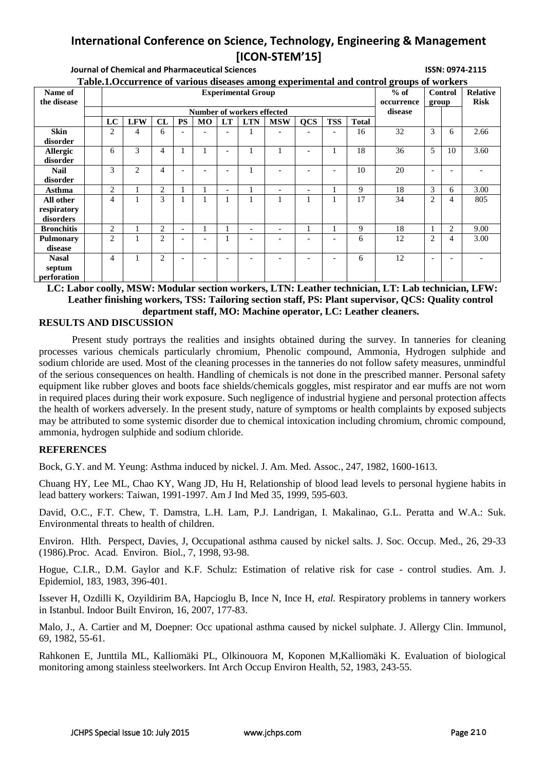**Table.1.Occurrence of various diseases among experimental and control groups of workers**

| Name of the disease | Experimental Group | | | | | | | | | | | % of occurrence disease | Control group | | Relative Risk |
|---|---|---|---|---|---|---|---|---|---|---|---|---|---|---|---|
| | Number of workers effected | | | | | | | | | | | | | | |
| | LC | LFW | CL | PS | MO | LT | LTN | MSW | QCS | TSS | Total | | | | |
| Skin disorder | 2 | 4 | 6 | - | - | - | 1 | - | - | - | 16 | 32 | 3 | 6 | 2.66 |
| Allergic disorder | 6 | 3 | 4 | 1 | 1 | - | 1 | 1 | - | 1 | 18 | 36 | 5 | 10 | 3.60 |
| Nail disorder | 3 | 2 | 4 | - | - | - | 1 | - | - | - | 10 | 20 | - | - | - |
| Asthma | 2 | 1 | 2 | 1 | 1 | - | 1 | - | - | 1 | 9 | 18 | 3 | 6 | 3.00 |
| All other respiratory disorders | 4 | 1 | 3 | 1 | 1 | 1 | 1 | 1 | 1 | 1 | 17 | 34 | 2 | 4 | 805 |
| Bronchitis | 2 | 1 | 2 | - | 1 | 1 | - | - | 1 | 1 | 9 | 18 | 1 | 2 | 9.00 |
| Pulmonary disease | 2 | 1 | 2 | - | - | 1 | - | - | - | - | 6 | 12 | 2 | 4 | 3.00 |
| Nasal septum perforation | 4 | 1 | 2 | - | - | - | - | - | - | - | 6 | 12 | - | - | - |

**LC: Labor coolly, MSW: Modular section workers, LTN: Leather technician, LT: Lab technician, LFW: Leather finishing workers, TSS: Tailoring section staff, PS: Plant supervisor, QCS: Quality control department staff, MO: Machine operator, LC: Leather cleaners.**

## RESULTS AND DISCUSSION

Present study portrays the realities and insights obtained during the survey. In tanneries for cleaning processes various chemicals particularly chromium, Phenolic compound, Ammonia, Hydrogen sulphide and sodium chloride are used. Most of the cleaning processes in the tanneries do not follow safety measures, unmindful of the serious consequences on health. Handling of chemicals is not done in the prescribed manner. Personal safety equipment like rubber gloves and boots face shields/chemicals goggles, mist respirator and ear muffs are not worn in required places during their work exposure. Such negligence of industrial hygiene and personal protection affects the health of workers adversely. In the present study, nature of symptoms or health complaints by exposed subjects may be attributed to some systemic disorder due to chemical intoxication including chromium, chromic compound, ammonia, hydrogen sulphide and sodium chloride.

## REFERENCES

Bock, G.Y. and M. Yeung: Asthma induced by nickel. J. Am. Med. Assoc., 247, 1982, 1600-1613.

Chuang HY, Lee ML, Chao KY, Wang JD, Hu H, Relationship of blood lead levels to personal hygiene habits in lead battery workers: Taiwan, 1991-1997. Am J Ind Med 35, 1999, 595-603.

David, O.C., F.T. Chew, T. Damstra, L.H. Lam, P.J. Landrigan, I. Makalinao, G.L. Peratta and W.A.: Suk. Environmental threats to health of children.

Environ. Hlth. Perspect, Davies, J, Occupational asthma caused by nickel salts. J. Soc. Occup. Med., 26, 29-33 (1986).Proc. Acad. Environ. Biol., 7, 1998, 93-98.

Hogue, C.I.R., D.M. Gaylor and K.F. Schulz: Estimation of relative risk for case - control studies. Am. J. Epidemiol, 183, 1983, 396-401.

Issever H, Ozdilli K, Ozyildirim BA, Hapcioglu B, Ince N, Ince H, *etal.* Respiratory problems in tannery workers in Istanbul. Indoor Built Environ, 16, 2007, 177-83.

Malo, J., A. Cartier and M, Doepner: Occ upational asthma caused by nickel sulphate. J. Allergy Clin. Immunol, 69, 1982, 55-61.

Rahkonen E, Junttila ML, Kalliomäki PL, Olkinouora M, Koponen M,Kalliomäki K. Evaluation of biological monitoring among stainless steelworkers. Int Arch Occup Environ Health, 52, 1983, 243-55.